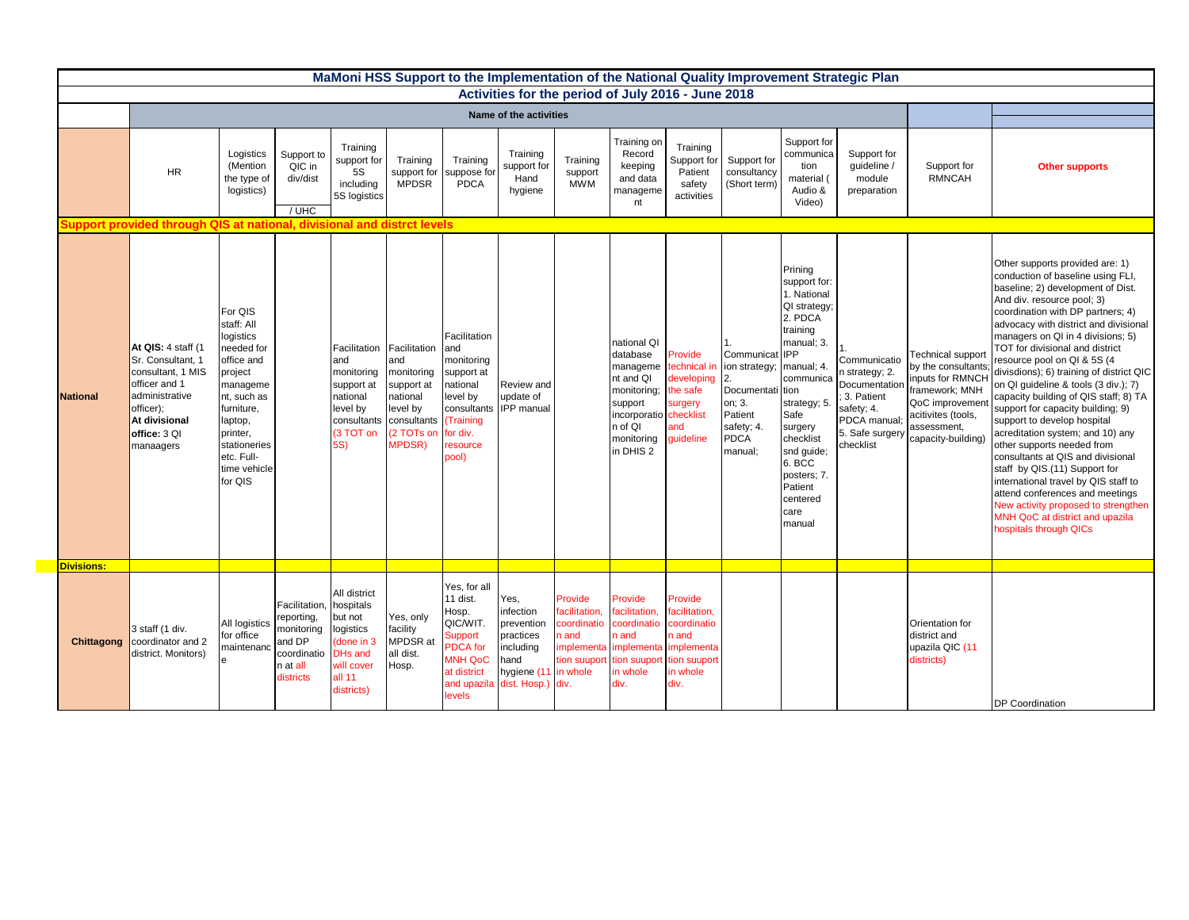# MaMoni HSS Support to the Implementation of the National Quality Improvement Strategic Plan

## Activities for the period of July 2016 - June 2018

| | Name of the activities | | | | | | | | | | | | | | |
|---|---|---|---|---|---|---|---|---|---|---|---|---|---|---|---|
| | HR | Logistics (Mention the type of logistics) | Support to QIC in div/dist / UHC | Training support for 5S including 5S logistics | Training support for MPDSR | Training suppose for PDCA | Training support for Hand hygiene | Training support MWM | Training on Record keeping and data management | Training Support for Patient safety activities | Support for consultancy (Short term) | Support for communication material ( Audio & Video) | Support for guideline / module preparation | Support for RMNCAH | Other supports |
| **Support provided through QIS at national, divisional and distrct levels** | | | | | | | | | | | | | | | |
| **National** | **At QIS:** 4 staff (1 Sr. Consultant, 1 consultant, 1 MIS officer and 1 administrative officer); **At divisional office:** 3 QI manaagers | For QIS staff: All logistics needed for office and project management, such as furniture, laptop, printer, stationeries etc. Full-time vehicle for QIS | | Facilitation and monitoring support at national level by consultants (3 TOT on 5S) | Facilitation and monitoring support at national level by consultants (2 TOTs on MPDSR) | Facilitation and monitoring support at national level by consultants (Training for div. resource pool) | Review and update of IPP manual | | national QI database management and QI monitoring; support incorporation of QI monitoring in DHIS 2 | Provide technical in developing the safe surgery checklist and guideline | 1. Communication strategy; 2. Documentation; 3. Patient safety; 4. PDCA manual; | Prining support for: 1. National QI strategy; 2. PDCA training manual; 3. IPP manual; 4. communication strategy; 5. Safe surgery checklist snd guide; 6. BCC posters; 7. Patient centered care manual | 1. Communication strategy; 2. Documentation; 3. Patient safety; 4. PDCA manual; 5. Safe surgery checklist | Technical support by the consultants; inputs for RMNCH framework; MNH QoC improvement acitivites (tools, assessment, capacity-building) | Other supports provided are: 1) conduction of baseline using FLI, baseline; 2) development of Dist. And div. resource pool; 3) coordination with DP partners; 4) advocacy with district and divisional managers on QI in 4 divisions; 5) TOT for divisional and district resource pool on QI & 5S (4 divisdions); 6) training of district QIC on QI guideline & tools (3 div.); 7) capacity building of QIS staff; 8) TA support for capacity building; 9) support to develop hospital acreditation system; and 10) any other supports needed from consultants at QIS and divisional staff by QIS.(11) Support for international travel by QIS staff to attend conferences and meetings New activity proposed to strengthen MNH QoC at district and upazila hospitals through QICs |
| **Divisions:** | | | | | | | | | | | | | | | |
| **Chittagong** | 3 staff (1 div. coordinator and 2 district. Monitors) | All logistics for office maintenance | Facilitation, reporting, monitoring and DP coordination at all districts | All district hospitals but not logistics (done in 3 DHs and will cover all 11 districts) | Yes, only facility MPDSR at all dist. Hosp. | Yes, for all 11 dist. Hosp. QIC/WIT. Support PDCA for MNH QoC at district and upazila levels | Yes, infection prevention practices including hand hygiene (11 dist. Hosp.) | Provide facilitation, coordination and implementation suuport in whole div. | Provide facilitation, coordination and implementation suuport in whole div. | Provide facilitation, coordination and implementation suuport in whole div. | | | | Orientation for district and upazila QIC (11 districts) | DP Coordination |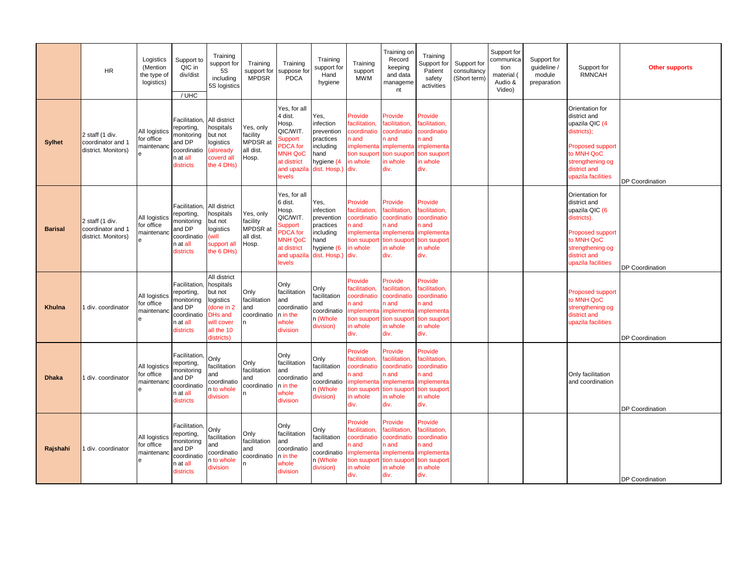| | HR | Logistics (Mention the type of logistics) | Support to QIC in div/dist / UHC | Training support for 5S including 5S logistics | Training support for MPDSR | Training suppose for PDCA | Training support for Hand hygiene | Training support MWM | Training on Record keeping and data management | Training Support for Patient safety activities | Support for consultancy (Short term) | Support for communication material ( Audio & Video) | Support for guideline / module preparation | Support for RMNCAH | Other supports |
|---|---|---|---|---|---|---|---|---|---|---|---|---|---|---|---|
| **Sylhet** | 2 staff (1 div. coordinator and 1 district. Monitors) | All logistics for office maintenance | Facilitation, reporting, monitoring and DP coordination at all districts | All district hospitals but not logistics (alsready coverd all the 4 DHs) | Yes, only facility MPDSR at all dist. Hosp. | Yes, for all 4 dist. Hosp. QIC/WIT. Support PDCA for MNH QoC at district and upazila levels | Yes, infection prevention practices including hand hygiene (4 dist. Hosp.) | Provide facilitation, coordination and implementation suuport in whole div. | Provide facilitation, coordination and implementation suuport in whole div. | Provide facilitation, coordination and implementation suuport in whole div. | | | | Orientation for district and upazila QIC (4 districts); Proposed support to MNH QoC strengthening og district and upazila facilities | DP Coordination |
| **Barisal** | 2 staff (1 div. coordinator and 1 district. Monitors) | All logistics for office maintenance | Facilitation, reporting, monitoring and DP coordination at all districts | All district hospitals but not logistics (will support all the 6 DHs) | Yes, only facility MPDSR at all dist. Hosp. | Yes, for all 6 dist. Hosp. QIC/WIT. Support PDCA for MNH QoC at district and upazila levels | Yes, infection prevention practices including hand hygiene (6 dist. Hosp.) | Provide facilitation, coordination and implementation suuport in whole div. | Provide facilitation, coordination and implementation suuport in whole div. | Provide facilitation, coordination and implementation suuport in whole div. | | | | Orientation for district and upazila QIC (6 districts). Proposed support to MNH QoC strengthening og district and upazila facilities | DP Coordination |
| **Khulna** | 1 div. coordinator | All logistics for office maintenance | Facilitation, reporting, monitoring and DP coordination at all districts | All district hospitals but not logistics (done in 2 DHs and will cover all the 10 districts) | Only facilitation and coordination | Only facilitation and coordination in the whole division | Only facilitation and coordination (Whole division) | Provide facilitation, coordination and implementation suuport in whole div. | Provide facilitation, coordination and implementation suuport in whole div. | Provide facilitation, coordination and implementation suuport in whole div. | | | | Proposed support to MNH QoC strengthening og district and upazila facilities | DP Coordination |
| **Dhaka** | 1 div. coordinator | All logistics for office maintenance | Facilitation, reporting, monitoring and DP coordination at all districts | Only facilitation and coordination to whole division | Only facilitation and coordination | Only facilitation and coordination in the whole division | Only facilitation and coordination (Whole division) | Provide facilitation, coordination and implementation suuport in whole div. | Provide facilitation, coordination and implementation suuport in whole div. | Provide facilitation, coordination and implementation suuport in whole div. | | | | Only facilitation and coordination | DP Coordination |
| **Rajshahi** | 1 div. coordinator | All logistics for office maintenance | Facilitation, reporting, monitoring and DP coordination at all districts | Only facilitation and coordination to whole division | Only facilitation and coordination | Only facilitation and coordination in the whole division | Only facilitation and coordination (Whole division) | Provide facilitation, coordination and implementation suuport in whole div. | Provide facilitation, coordination and implementation suuport in whole div. | Provide facilitation, coordination and implementation suuport in whole div. | | | | | DP Coordination |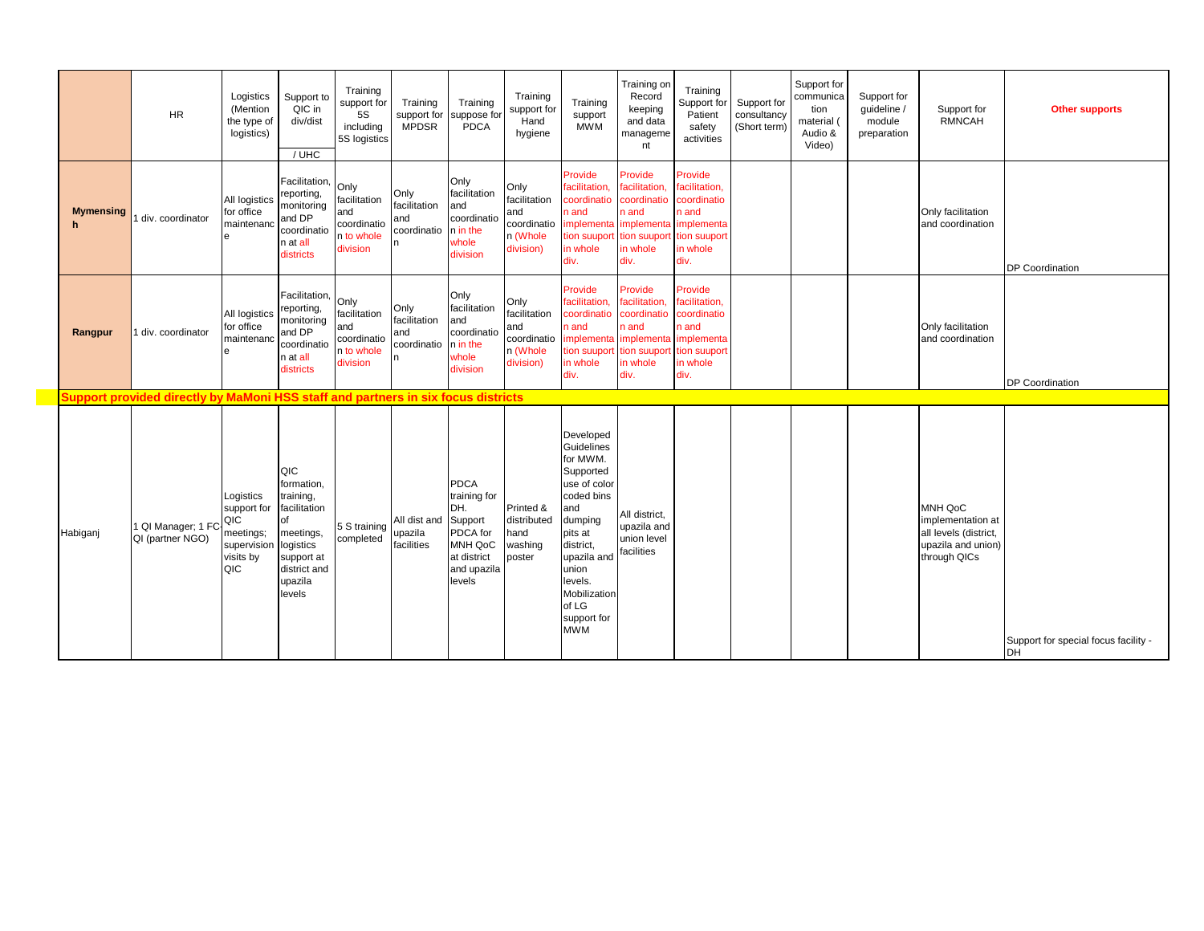| | HR | Logistics (Mention the type of logistics) | Support to QIC in div/dist / UHC | Training support for 5S including 5S logistics | Training support for MPDSR | Training suppose for PDCA | Training support for Hand hygiene | Training support MWM | Training on Record keeping and data management | Training Support for Patient safety activities | Support for consultancy (Short term) | Support for communication material ( Audio & Video) | Support for guideline / module preparation | Support for RMNCAH | Other supports |
|---|---|---|---|---|---|---|---|---|---|---|---|---|---|---|---|
| **Mymensingh** | 1 div. coordinator | All logistics for office maintenance | Facilitation, reporting, monitoring and DP coordination at all districts | Only facilitation and coordination to whole division | Only facilitation and coordination | Only facilitation and coordination in the whole division | Only facilitation and coordination (Whole division) | Provide facilitation, coordination and implementation suuport in whole div. | Provide facilitation, coordination and implementation suuport in whole div. | Provide facilitation, coordination and implementation suuport in whole div. | | | | Only facilitation and coordination | DP Coordination |
| **Rangpur** | 1 div. coordinator | All logistics for office maintenance | Facilitation, reporting, monitoring and DP coordination at all districts | Only facilitation and coordination to whole division | Only facilitation and coordination | Only facilitation and coordination in the whole division | Only facilitation and coordination (Whole division) | Provide facilitation, coordination and implementation suuport in whole div. | Provide facilitation, coordination and implementation suuport in whole div. | Provide facilitation, coordination and implementation suuport in whole div. | | | | Only facilitation and coordination | DP Coordination |
| **Support provided directly by MaMoni HSS staff and partners in six focus districts** | | | | | | | | | | | | | | | |
| Habiganj | 1 QI Manager; 1 FC-QI (partner NGO) | Logistics support for QIC meetings; supervision visits by QIC | QIC formation, training, facilitation of meetings, logistics support at district and upazila levels | 5 S training completed | All dist and upazila facilities | PDCA training for DH. Support PDCA for MNH QoC at district and upazila levels | Printed & distributed hand washing poster | Developed Guidelines for MWM. Supported use of color coded bins and dumping pits at district, upazila and union levels. Mobilization of LG support for MWM | All district, upazila and union level facilities | | | | | MNH QoC implementation at all levels (district, upazila and union) through QICs | Support for special focus facility - DH |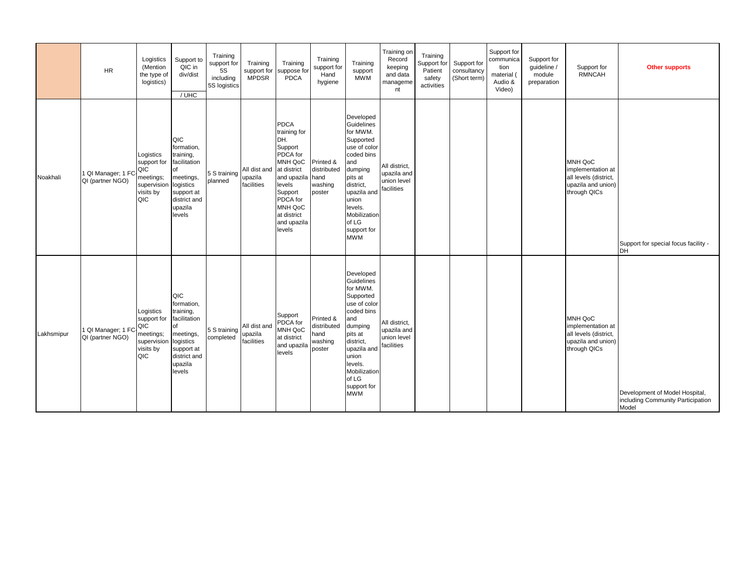| | HR | Logistics (Mention the type of logistics) | Support to QIC in div/dist / UHC | Training support for 5S including 5S logistics | Training support for MPDSR | Training suppose for PDCA | Training support for Hand hygiene | Training support MWM | Training on Record keeping and data management | Training Support for Patient safety activities | Support for consultancy (Short term) | Support for communication material ( Audio & Video) | Support for guideline / module preparation | Support for RMNCAH | Other supports |
|---|---|---|---|---|---|---|---|---|---|---|---|---|---|---|---|
| Noakhali | 1 QI Manager; 1 FC-QI (partner NGO) | Logistics support for QIC meetings; supervision visits by QIC | QIC formation, training, facilitation of meetings, logistics support at district and upazila levels | 5 S training planned | All dist and upazila facilities | PDCA training for DH. Support PDCA for MNH QoC at district and upazila levels Support PDCA for MNH QoC at district and upazila levels | Printed & distributed hand washing poster | Developed Guidelines for MWM. Supported use of color coded bins and dumping pits at district, upazila and union levels. Mobilization of LG support for MWM | All district, upazila and union level facilities | | | | | MNH QoC implementation at all levels (district, upazila and union) through QICs | Support for special focus facility - DH |
| Lakhsmipur | 1 QI Manager; 1 FC-QI (partner NGO) | Logistics support for QIC meetings; supervision visits by QIC | QIC formation, training, facilitation of meetings, logistics support at district and upazila levels | 5 S training completed | All dist and upazila facilities | Support PDCA for MNH QoC at district and upazila levels | Printed & distributed hand washing poster | Developed Guidelines for MWM. Supported use of color coded bins and dumping pits at district, upazila and union levels. Mobilization of LG support for MWM | All district, upazila and union level facilities | | | | | MNH QoC implementation at all levels (district, upazila and union) through QICs | Development of Model Hospital, including Community Participation Model |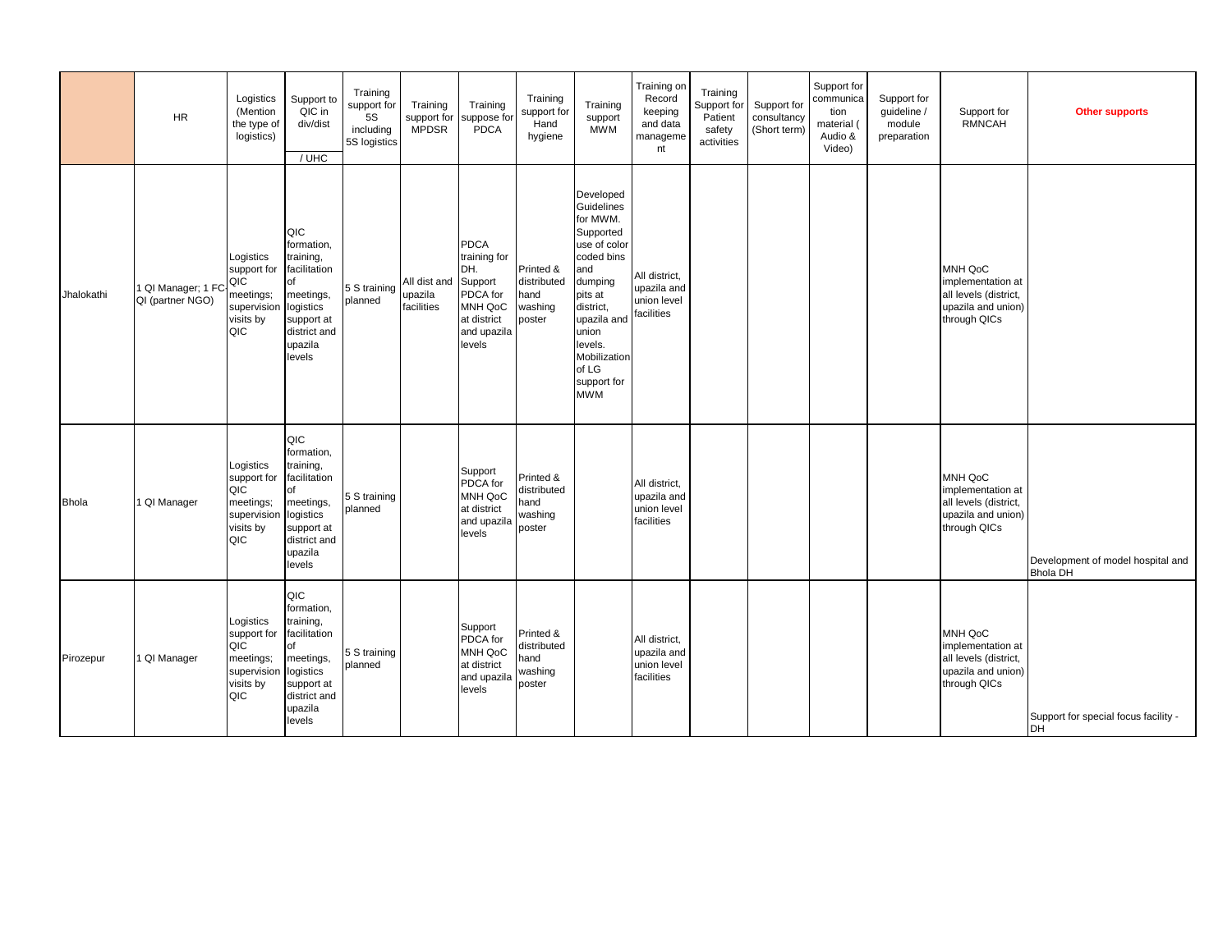| | HR | Logistics (Mention the type of logistics) | Support to QIC in div/dist / UHC | Training support for 5S including 5S logistics | Training support for MPDSR | Training suppose for PDCA | Training support for Hand hygiene | Training support MWM | Training on Record keeping and data management | Training Support for Patient safety activities | Support for consultancy (Short term) | Support for communication material ( Audio & Video) | Support for guideline / module preparation | Support for RMNCAH | **Other supports** |
|---|---|---|---|---|---|---|---|---|---|---|---|---|---|---|---|
| Jhalokathi | 1 QI Manager; 1 FC-QI (partner NGO) | Logistics support for QIC meetings; supervision visits by QIC | QIC formation, training, facilitation of meetings, logistics support at district and upazila levels | 5 S training planned | All dist and upazila facilities | PDCA training for DH. Support PDCA for MNH QoC at district and upazila levels | Printed & distributed hand washing poster | Developed Guidelines for MWM. Supported use of color coded bins and dumping pits at district, upazila and union levels. Mobilization of LG support for MWM | All district, upazila and union level facilities | | | | | MNH QoC implementation at all levels (district, upazila and union) through QICs | |
| Bhola | 1 QI Manager | Logistics support for QIC meetings; supervision visits by QIC | QIC formation, training, facilitation of meetings, logistics support at district and upazila levels | 5 S training planned | | Support PDCA for MNH QoC at district and upazila levels | Printed & distributed hand washing poster | | All district, upazila and union level facilities | | | | | MNH QoC implementation at all levels (district, upazila and union) through QICs | Development of model hospital and Bhola DH |
| Pirozepur | 1 QI Manager | Logistics support for QIC meetings; supervision visits by QIC | QIC formation, training, facilitation of meetings, logistics support at district and upazila levels | 5 S training planned | | Support PDCA for MNH QoC at district and upazila levels | Printed & distributed hand washing poster | | All district, upazila and union level facilities | | | | | MNH QoC implementation at all levels (district, upazila and union) through QICs | Support for special focus facility - DH |